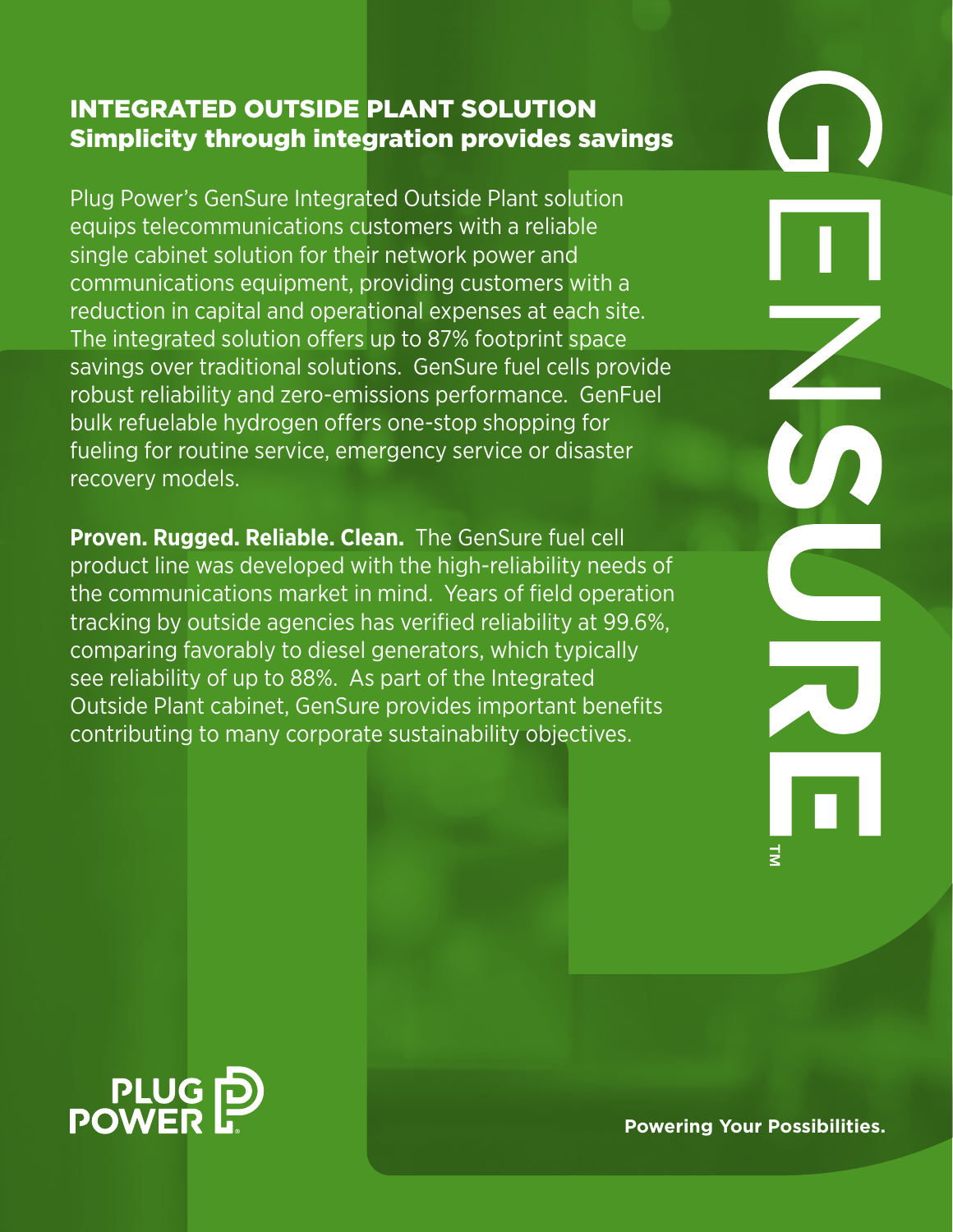## INTEGRATED OUTSIDE PLANT SOLUTION
### Simplicity through integration provides savings

Plug Power's GenSure Integrated Outside Plant solution equips telecommunications customers with a reliable single cabinet solution for their network power and communications equipment, providing customers with a reduction in capital and operational expenses at each site. The integrated solution offers up to 87% footprint space savings over traditional solutions. GenSure fuel cells provide robust reliability and zero-emissions performance. GenFuel bulk refuelable hydrogen offers one-stop shopping for fueling for routine service, emergency service or disaster recovery models.

**Proven. Rugged. Reliable. Clean.** The GenSure fuel cell product line was developed with the high-reliability needs of the communications market in mind. Years of field operation tracking by outside agencies has verified reliability at 99.6%, comparing favorably to diesel generators, which typically see reliability of up to 88%. As part of the Integrated Outside Plant cabinet, GenSure provides important benefits contributing to many corporate sustainability objectives.

GENSURE™

PLUG POWER

**Powering Your Possibilities.**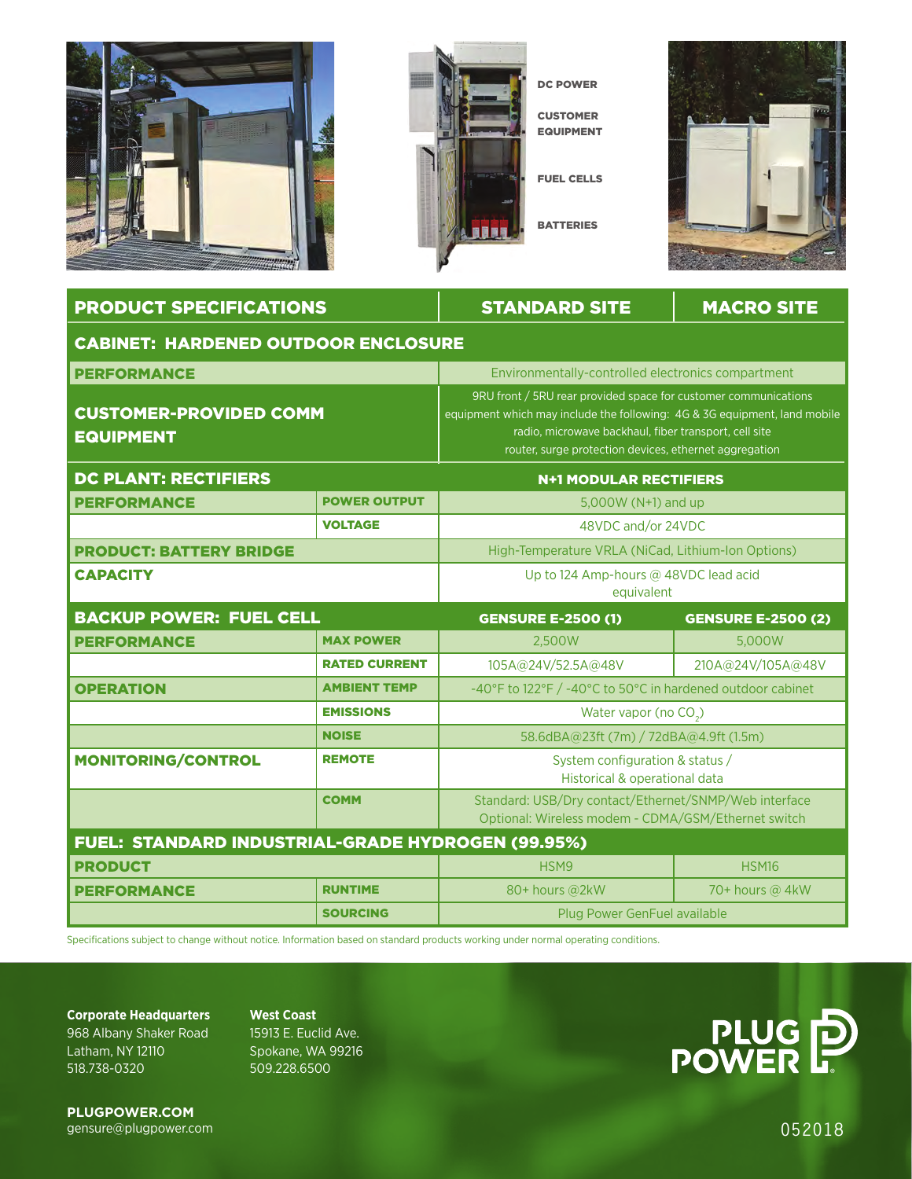DC POWER

CUSTOMER EQUIPMENT

FUEL CELLS

BATTERIES

| PRODUCT SPECIFICATIONS | | STANDARD SITE | MACRO SITE |
|---|---|---|---|
| **CABINET: HARDENED OUTDOOR ENCLOSURE** | | | |
| **PERFORMANCE** | | Environmentally-controlled electronics compartment | |
| **CUSTOMER-PROVIDED COMM EQUIPMENT** | | 9RU front / 5RU rear provided space for customer communications equipment which may include the following: 4G & 3G equipment, land mobile radio, microwave backhaul, fiber transport, cell site router, surge protection devices, ethernet aggregation | |
| **DC PLANT: RECTIFIERS** | | **N+1 MODULAR RECTIFIERS** | |
| **PERFORMANCE** | **POWER OUTPUT** | 5,000W (N+1) and up | |
| | **VOLTAGE** | 48VDC and/or 24VDC | |
| **PRODUCT: BATTERY BRIDGE** | | High-Temperature VRLA (NiCad, Lithium-Ion Options) | |
| **CAPACITY** | | Up to 124 Amp-hours @ 48VDC lead acid equivalent | |
| **BACKUP POWER: FUEL CELL** | | **GENSURE E-2500 (1)** | **GENSURE E-2500 (2)** |
| **PERFORMANCE** | **MAX POWER** | 2,500W | 5,000W |
| | **RATED CURRENT** | 105A@24V/52.5A@48V | 210A@24V/105A@48V |
| **OPERATION** | **AMBIENT TEMP** | -40°F to 122°F / -40°C to 50°C in hardened outdoor cabinet | |
| | **EMISSIONS** | Water vapor (no $CO_2$) | |
| | **NOISE** | 58.6dBA@23ft (7m) / 72dBA@4.9ft (1.5m) | |
| **MONITORING/CONTROL** | **REMOTE** | System configuration & status / Historical & operational data | |
| | **COMM** | Standard: USB/Dry contact/Ethernet/SNMP/Web interface Optional: Wireless modem - CDMA/GSM/Ethernet switch | |
| **FUEL: STANDARD INDUSTRIAL-GRADE HYDROGEN (99.95%)** | | | |
| **PRODUCT** | | HSM9 | HSM16 |
| **PERFORMANCE** | **RUNTIME** | 80+ hours @2kW | 70+ hours @ 4kW |
| | **SOURCING** | Plug Power GenFuel available | |

Specifications subject to change without notice. Information based on standard products working under normal operating conditions.

**Corporate Headquarters**
968 Albany Shaker Road
Latham, NY 12110
518.738-0320

**West Coast**
15913 E. Euclid Ave.
Spokane, WA 99216
509.228.6500

**PLUGPOWER.COM**
gensure@plugpower.com

PLUG POWER

052018